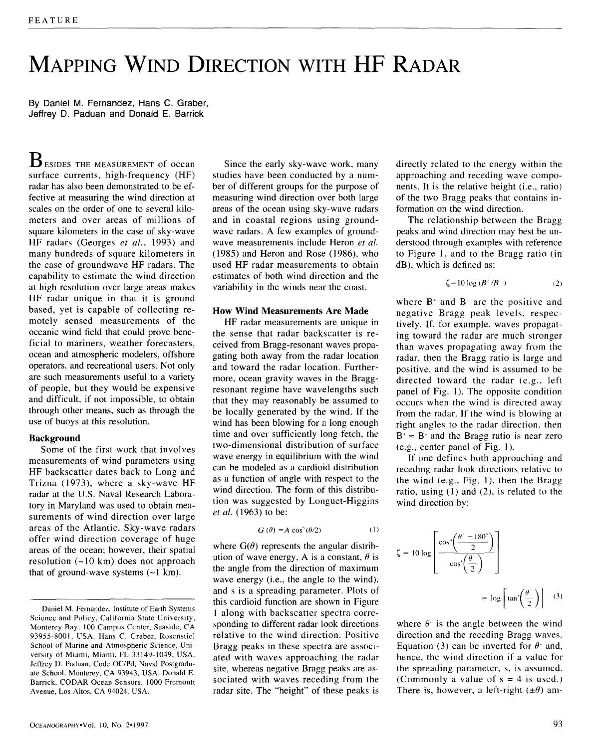# Mapping Wind Direction with HF Radar

By Daniel M. Fernandez, Hans C. Graber, Jeffrey D. Paduan and Donald E. Barrick

Besides the measurement of ocean surface currents, high-frequency (HF) radar has also been demonstrated to be effective at measuring the wind direction at scales on the order of one to several kilometers and over areas of millions of square kilometers in the case of sky-wave HF radars (Georges *et al.*, 1993) and many hundreds of square kilometers in the case of groundwave HF radars. The capability to estimate the wind direction at high resolution over large areas makes HF radar unique in that it is ground based, yet is capable of collecting remotely sensed measurements of the oceanic wind field that could prove beneficial to mariners, weather forecasters, ocean and atmospheric modelers, offshore operators, and recreational users. Not only are such measurements useful to a variety of people, but they would be expensive and difficult, if not impossible, to obtain through other means, such as through the use of buoys at this resolution.

## Background

Some of the first work that involves measurements of wind parameters using HF backscatter dates back to Long and Trizna (1973), where a sky-wave HF radar at the U.S. Naval Research Laboratory in Maryland was used to obtain measurements of wind direction over large areas of the Atlantic. Sky-wave radars offer wind direction coverage of huge areas of the ocean; however, their spatial resolution (~10 km) does not approach that of ground-wave systems (~1 km).

Since the early sky-wave work, many studies have been conducted by a number of different groups for the purpose of measuring wind direction over both large areas of the ocean using sky-wave radars and in coastal regions using groundwave radars. A few examples of groundwave measurements include Heron *et al.* (1985) and Heron and Rose (1986), who used HF radar measurements to obtain estimates of both wind direction and the variability in the winds near the coast.

## How Wind Measurements Are Made

HF radar measurements are unique in the sense that radar backscatter is received from Bragg-resonant waves propagating both away from the radar location and toward the radar location. Furthermore, ocean gravity waves in the Bragg-resonant regime have wavelengths such that they may reasonably be assumed to be locally generated by the wind. If the wind has been blowing for a long enough time and over sufficiently long fetch, the two-dimensional distribution of surface wave energy in equilibrium with the wind can be modeled as a cardioid distribution as a function of angle with respect to the wind direction. The form of this distribution was suggested by Longuet-Higgins *et al.* (1963) to be:

$$G(\theta) = A\cos^s(\theta/2) \tag{1}$$

where $G(\theta)$ represents the angular distribution of wave energy, A is a constant, $\theta$ is the angle from the direction of maximum wave energy (i.e., the angle to the wind), and s is a spreading parameter. Plots of this cardioid function are shown in Figure 1 along with backscatter spectra corresponding to different radar look directions relative to the wind direction. Positive Bragg peaks in these spectra are associated with waves approaching the radar site, whereas negative Bragg peaks are associated with waves receding from the radar site. The "height" of these peaks is directly related to the energy within the approaching and receding wave components. It is the relative height (i.e., ratio) of the two Bragg peaks that contains information on the wind direction.

The relationship between the Bragg peaks and wind direction may best be understood through examples with reference to Figure 1, and to the Bragg ratio (in dB), which is defined as:

$$\zeta = 10\log(B^+/B^-) \tag{2}$$

where $B^+$ and $B^-$ are the positive and negative Bragg peak levels, respectively. If, for example, waves propagating toward the radar are much stronger than waves propagating away from the radar, then the Bragg ratio is large and positive, and the wind is assumed to be directed toward the radar (e.g., left panel of Fig. 1). The opposite condition occurs when the wind is directed away from the radar. If the wind is blowing at right angles to the radar direction, then $B^+ \approx B^-$ and the Bragg ratio is near zero (e.g., center panel of Fig. 1).

If one defines both approaching and receding radar look directions relative to the wind (e.g., Fig. 1), then the Bragg ratio, using (1) and (2), is related to the wind direction by:

$$\zeta = 10\log\left[\frac{\cos^s\left(\frac{\theta^- - 180^\circ}{2}\right)}{\cos^s\left(\frac{\theta^-}{2}\right)}\right] = \log\left[\tan^s\left(\frac{\theta^-}{2}\right)\right] \tag{3}$$

where $\theta^-$ is the angle between the wind direction and the receding Bragg waves. Equation (3) can be inverted for $\theta^-$ and, hence, the wind direction if a value for the spreading parameter, s, is assumed. (Commonly a value of s = 4 is used.) There is, however, a left-right ($\pm\theta$) am-

Daniel M. Fernandez, Institute of Earth Systems Science and Policy, California State University, Monterey Bay, 100 Campus Center, Seaside, CA 93955-8001, USA. Hans C. Graber, Rosenstiel School of Marine and Atmospheric Science, University of Miami, Miami, FL 33149-1049, USA. Jeffrey D. Paduan, Code OC/Pd, Naval Postgraduate School, Monterey, CA 93943, USA. Donald E. Barrick, CODAR Ocean Sensors, 1000 Fremontt Avenue, Los Altos, CA 94024, USA.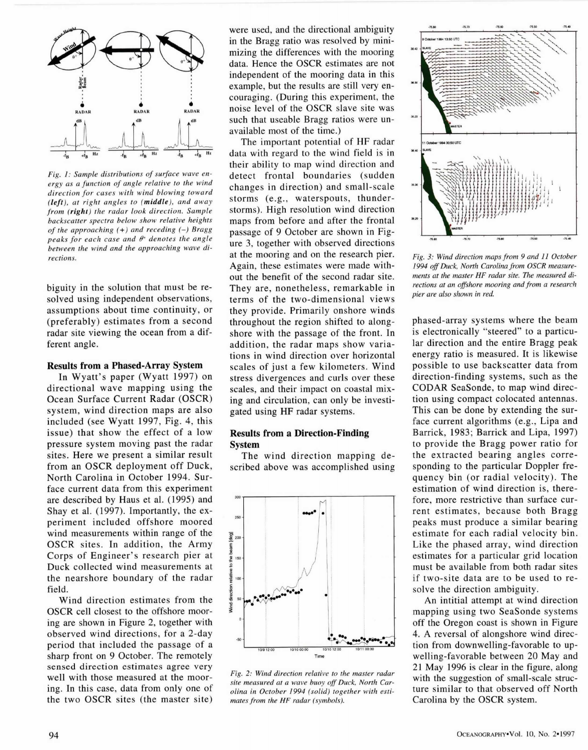*Fig. 1: Sample distributions of surface wave energy as a function of angle relative to the wind direction for cases with wind blowing toward (**left**), at right angles to (**middle**), and away from (**right**) the radar look direction. Sample backscatter spectra below show relative heights of the approaching (+) and receding (–) Bragg peaks for each case and $\theta^{+}$ denotes the angle between the wind and the approaching wave directions.*

biguity in the solution that must be resolved using independent observations, assumptions about time continuity, or (preferably) estimates from a second radar site viewing the ocean from a different angle.

### Results from a Phased-Array System

In Wyatt's paper (Wyatt 1997) on directional wave mapping using the Ocean Surface Current Radar (OSCR) system, wind direction maps are also included (see Wyatt 1997, Fig. 4, this issue) that show the effect of a low pressure system moving past the radar sites. Here we present a similar result from an OSCR deployment off Duck, North Carolina in October 1994. Surface current data from this experiment are described by Haus et al. (1995) and Shay et al. (1997). Importantly, the experiment included offshore moored wind measurements within range of the OSCR sites. In addition, the Army Corps of Engineer's research pier at Duck collected wind measurements at the nearshore boundary of the radar field.

Wind direction estimates from the OSCR cell closest to the offshore mooring are shown in Figure 2, together with observed wind directions, for a 2-day period that included the passage of a sharp front on 9 October. The remotely sensed direction estimates agree very well with those measured at the mooring. In this case, data from only one of the two OSCR sites (the master site) were used, and the directional ambiguity in the Bragg ratio was resolved by minimizing the differences with the mooring data. Hence the OSCR estimates are not independent of the mooring data in this example, but the results are still very encouraging. (During this experiment, the noise level of the OSCR slave site was such that useable Bragg ratios were unavailable most of the time.)

The important potential of HF radar data with regard to the wind field is in their ability to map wind direction and detect frontal boundaries (sudden changes in direction) and small-scale storms (e.g., waterspouts, thunderstorms). High resolution wind direction maps from before and after the frontal passage of 9 October are shown in Figure 3, together with observed directions at the mooring and on the research pier. Again, these estimates were made without the benefit of the second radar site. They are, nonetheless, remarkable in terms of the two-dimensional views they provide. Primarily onshore winds throughout the region shifted to alongshore with the passage of the front. In addition, the radar maps show variations in wind direction over horizontal scales of just a few kilometers. Wind stress divergences and curls over these scales, and their impact on coastal mixing and circulation, can only be investigated using HF radar systems.

### Results from a Direction-Finding System

The wind direction mapping described above was accomplished using phased-array systems where the beam is electronically "steered" to a particular direction and the entire Bragg peak energy ratio is measured. It is likewise possible to use backscatter data from direction-finding systems, such as the CODAR SeaSonde, to map wind direction using compact colocated antennas. This can be done by extending the surface current algorithms (e.g., Lipa and Barrick, 1983; Barrick and Lipa, 1997) to provide the Bragg power ratio for the extracted bearing angles corresponding to the particular Doppler frequency bin (or radial velocity). The estimation of wind direction is, therefore, more restrictive than surface current estimates, because both Bragg peaks must produce a similar bearing estimate for each radial velocity bin. Like the phased array, wind direction estimates for a particular grid location must be available from both radar sites if two-site data are to be used to resolve the direction ambiguity.

An intitial attempt at wind direction mapping using two SeaSonde systems off the Oregon coast is shown in Figure 4. A reversal of alongshore wind direction from downwelling-favorable to upwelling-favorable between 20 May and 21 May 1996 is clear in the figure, along with the suggestion of small-scale structure similar to that observed off North Carolina by the OSCR system.

*Fig. 2: Wind direction relative to the master radar site measured at a wave buoy off Duck, North Carolina in October 1994 (solid) together with estimates from the HF radar (symbols).*

*Fig. 3: Wind direction maps from 9 and 11 October 1994 off Duck, North Carolina from OSCR measurements at the master HF radar site. The measured directions at an offshore mooring and from a research pier are also shown in red.*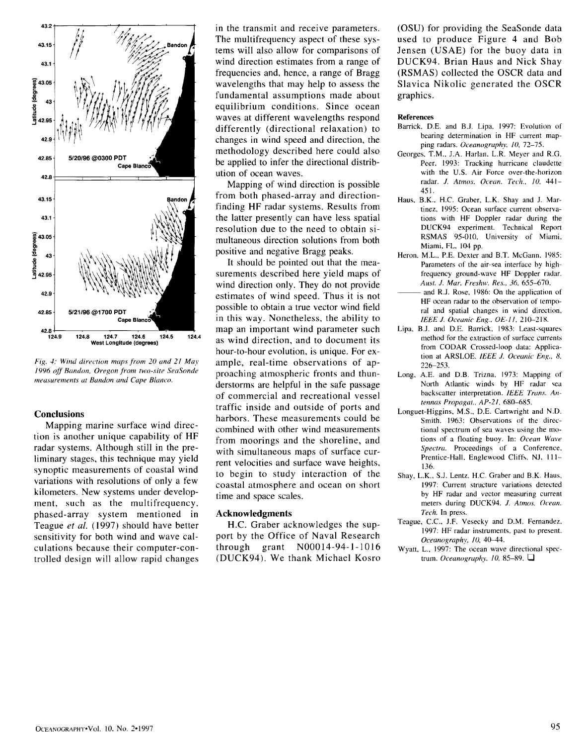43.2
43.15
43.1
43.05
43
42.95
42.9
42.85
42.8
Latitude (degrees)
Bandon
5/20/96 @0300 PDT
Cape Blanco

43.15
43.1
43.05
43
42.95
42.9
42.85
42.8
Latitude (degrees)
Bandon
5/21/96 @1700 PDT
Cape Blanco
124.9 124.8 124.7 124.6 124.5 124.4
West Longitude (degrees)

*Fig. 4: Wind direction maps from 20 and 21 May 1996 off Bandon, Oregon from two-site SeaSonde measurements at Bandon and Cape Blanco.*

## Conclusions

Mapping marine surface wind direction is another unique capability of HF radar systems. Although still in the preliminary stages, this technique may yield synoptic measurements of coastal wind variations with resolutions of only a few kilometers. New systems under development, such as the multifrequency, phased-array system mentioned in Teague *et al.* (1997) should have better sensitivity for both wind and wave calculations because their computer-controlled design will allow rapid changes in the transmit and receive parameters. The multifrequency aspect of these systems will also allow for comparisons of wind direction estimates from a range of frequencies and, hence, a range of Bragg wavelengths that may help to assess the fundamental assumptions made about equilibrium conditions. Since ocean waves at different wavelengths respond differently (directional relaxation) to changes in wind speed and direction, the methodology described here could also be applied to infer the directional distribution of ocean waves.

Mapping of wind direction is possible from both phased-array and direction-finding HF radar systems. Results from the latter presently can have less spatial resolution due to the need to obtain simultaneous direction solutions from both positive and negative Bragg peaks.

It should be pointed out that the measurements described here yield maps of wind direction only. They do not provide estimates of wind speed. Thus it is not possible to obtain a true vector wind field in this way. Nonetheless, the ability to map an important wind parameter such as wind direction, and to document its hour-to-hour evolution, is unique. For example, real-time observations of approaching atmospheric fronts and thunderstorms are helpful in the safe passage of commercial and recreational vessel traffic inside and outside of ports and harbors. These measurements could be combined with other wind measurements from moorings and the shoreline, and with simultaneous maps of surface current velocities and surface wave heights, to begin to study interaction of the coastal atmosphere and ocean on short time and space scales.

## Acknowledgments

H.C. Graber acknowledges the support by the Office of Naval Research through grant N00014-94-1-1016 (DUCK94). We thank Michael Kosro (OSU) for providing the SeaSonde data used to produce Figure 4 and Bob Jensen (USAE) for the buoy data in DUCK94. Brian Haus and Nick Shay (RSMAS) collected the OSCR data and Slavica Nikolic generated the OSCR graphics.

### References

Barrick, D.E. and B.J. Lipa, 1997: Evolution of bearing determination in HF current mapping radars. *Oceanography, 10*, 72–75.

Georges, T.M., J.A. Harlan, L.R. Meyer and R.G. Peer, 1993: Tracking hurricane claudette with the U.S. Air Force over-the-horizon radar. *J. Atmos. Ocean. Tech., 10*, 441–451.

Haus, B.K., H.C. Graber, L.K. Shay and J. Martinez, 1995: Ocean surface current observations with HF Doppler radar during the DUCK94 experiment. Technical Report RSMAS 95-010, University of Miami, Miami, FL, 104 pp.

Heron, M.L., P.E. Dexter and B.T. McGann, 1985: Parameters of the air-sea interface by high-frequency ground-wave HF Doppler radar. *Aust. J. Mar. Freshw. Res., 36*, 655–670.

——— and R.J. Rose, 1986: On the application of HF ocean radar to the observation of temporal and spatial changes in wind direction. *IEEE J. Oceanic Eng., OE-11*, 210–218.

Lipa, B.J. and D.E. Barrick, 1983: Least-squares method for the extraction of surface currents from CODAR Crossed-loop data: Application at ARSLOE. *IEEE J. Oceanic Eng., 8*, 226–253.

Long, A.E. and D.B. Trizna, 1973: Mapping of North Atlantic winds by HF radar sea backscatter interpretation. *IEEE Trans. Antennas Propagat., AP-21*, 680–685.

Longuet-Higgins, M.S., D.E. Cartwright and N.D. Smith, 1963: Observations of the directional spectrum of sea waves using the motions of a floating buoy. In: *Ocean Wave Spectra.* Proceedings of a Conference, Prentice-Hall, Englewood Cliffs, NJ, 111–136.

Shay, L.K., S.J. Lentz, H.C. Graber and B.K. Haus, 1997: Current structure variations detected by HF radar and vector measuring current meters during DUCK94. *J. Atmos. Ocean. Tech.* In press.

Teague, C.C., J.F. Vesecky and D.M. Fernandez, 1997: HF radar instruments, past to present. *Oceanography, 10*, 40–44.

Wyatt, L., 1997: The ocean wave directional spectrum. *Oceanography, 10*, 85–89. ❑